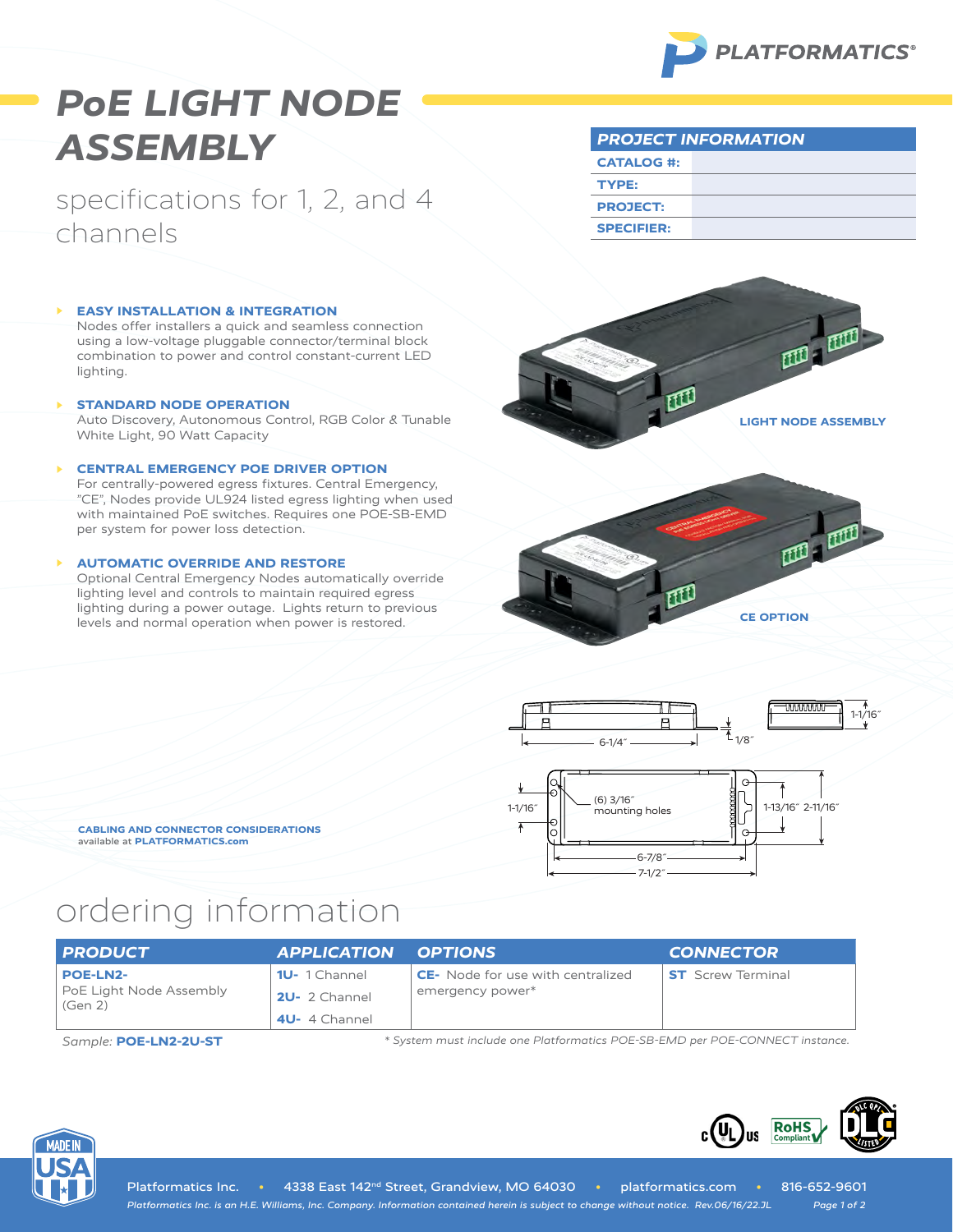# PoE LIGHT NODE ASSEMBLY

specifications for 1, 2, and 4 channels

| PROJECT INFORMATION | |
|---|---|
| CATALOG #: | |
| TYPE: | |
| PROJECT: | |
| SPECIFIER: | |

### EASY INSTALLATION & INTEGRATION

Nodes offer installers a quick and seamless connection using a low-voltage pluggable connector/terminal block combination to power and control constant-current LED lighting.

### STANDARD NODE OPERATION

Auto Discovery, Autonomous Control, RGB Color & Tunable White Light, 90 Watt Capacity

### CENTRAL EMERGENCY POE DRIVER OPTION

For centrally-powered egress fixtures. Central Emergency, "CE", Nodes provide UL924 listed egress lighting when used with maintained PoE switches. Requires one POE-SB-EMD per system for power loss detection.

### AUTOMATIC OVERRIDE AND RESTORE

Optional Central Emergency Nodes automatically override lighting level and controls to maintain required egress lighting during a power outage. Lights return to previous levels and normal operation when power is restored.

LIGHT NODE ASSEMBLY

CE OPTION

6-1/4″ · 1/8″ · 1-1/16″ · (6) 3/16″ mounting holes · 1-1/16″ · 1-13/16″ · 2-11/16″ · 6-7/8″ · 7-1/2″

**CABLING AND CONNECTOR CONSIDERATIONS**
available at **PLATFORMATICS.com**

## ordering information

| PRODUCT | APPLICATION | OPTIONS | CONNECTOR |
|---|---|---|---|
| **POE-LN2-** PoE Light Node Assembly (Gen 2) | **1U-** 1 Channel<br>**2U-** 2 Channel<br>**4U-** 4 Channel | **CE-** Node for use with centralized emergency power* | **ST** Screw Terminal |

*Sample:* **POE-LN2-2U-ST**

*\* System must include one Platformatics POE-SB-EMD per POE-CONNECT instance.*

Platformatics Inc. • 4338 East 142nd Street, Grandview, MO 64030 • platformatics.com • 816-652-9601

*Platformatics Inc. is an H.E. Williams, Inc. Company. Information contained herein is subject to change without notice. Rev.06/16/22.JL*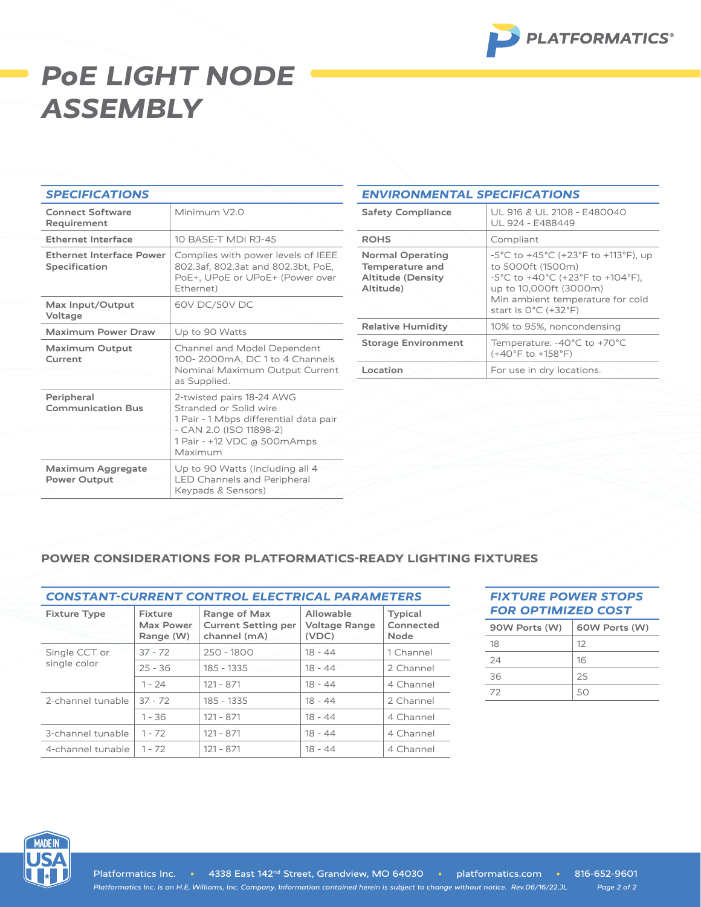# PoE LIGHT NODE ASSEMBLY

| SPECIFICATIONS | |
|---|---|
| **Connect Software Requirement** | Minimum V2.0 |
| **Ethernet Interface** | 10 BASE-T MDI RJ-45 |
| **Ethernet Interface Power Specification** | Complies with power levels of IEEE 802.3af, 802.3at and 802.3bt, PoE, PoE+, UPoE or UPoE+ (Power over Ethernet) |
| **Max Input/Output Voltage** | 60V DC/50V DC |
| **Maximum Power Draw** | Up to 90 Watts |
| **Maximum Output Current** | Channel and Model Dependent 100- 2000mA, DC 1 to 4 Channels Nominal Maximum Output Current as Supplied. |
| **Peripheral Communication Bus** | 2-twisted pairs 18-24 AWG Stranded or Solid wire<br>1 Pair - 1 Mbps differential data pair - CAN 2.0 (ISO 11898-2)<br>1 Pair - +12 VDC @ 500mAmps Maximum |
| **Maximum Aggregate Power Output** | Up to 90 Watts (Including all 4 LED Channels and Peripheral Keypads & Sensors) |

| ENVIRONMENTAL SPECIFICATIONS | |
|---|---|
| **Safety Compliance** | UL 916 & UL 2108 - E480040<br>UL 924 - E488449 |
| **ROHS** | Compliant |
| **Normal Operating Temperature and Altitude (Density Altitude)** | -5°C to +45°C (+23°F to +113°F), up to 5000ft (1500m)<br>-5°C to +40°C (+23°F to +104°F), up to 10,000ft (3000m)<br>Min ambient temperature for cold start is 0°C (+32°F) |
| **Relative Humidity** | 10% to 95%, noncondensing |
| **Storage Environment** | Temperature: -40°C to +70°C (+40°F to +158°F) |
| **Location** | For use in dry locations. |

## POWER CONSIDERATIONS FOR PLATFORMATICS-READY LIGHTING FIXTURES

### CONSTANT-CURRENT CONTROL ELECTRICAL PARAMETERS

| Fixture Type | Fixture Max Power Range (W) | Range of Max Current Setting per channel (mA) | Allowable Voltage Range (VDC) | Typical Connected Node |
|---|---|---|---|---|
| Single CCT or single color | 37 - 72 | 250 - 1800 | 18 - 44 | 1 Channel |
| | 25 - 36 | 185 - 1335 | 18 - 44 | 2 Channel |
| | 1 - 24 | 121 - 871 | 18 - 44 | 4 Channel |
| 2-channel tunable | 37 - 72 | 185 - 1335 | 18 - 44 | 2 Channel |
| | 1 - 36 | 121 - 871 | 18 - 44 | 4 Channel |
| 3-channel tunable | 1 - 72 | 121 - 871 | 18 - 44 | 4 Channel |
| 4-channel tunable | 1 - 72 | 121 - 871 | 18 - 44 | 4 Channel |

### FIXTURE POWER STOPS FOR OPTIMIZED COST

| 90W Ports (W) | 60W Ports (W) |
|---|---|
| 18 | 12 |
| 24 | 16 |
| 36 | 25 |
| 72 | 50 |

Platformatics Inc. • 4338 East 142nd Street, Grandview, MO 64030 • platformatics.com • 816-652-9601

*Platformatics Inc. is an H.E. Williams, Inc. Company. Information contained herein is subject to change without notice. Rev.06/16/22.JL*